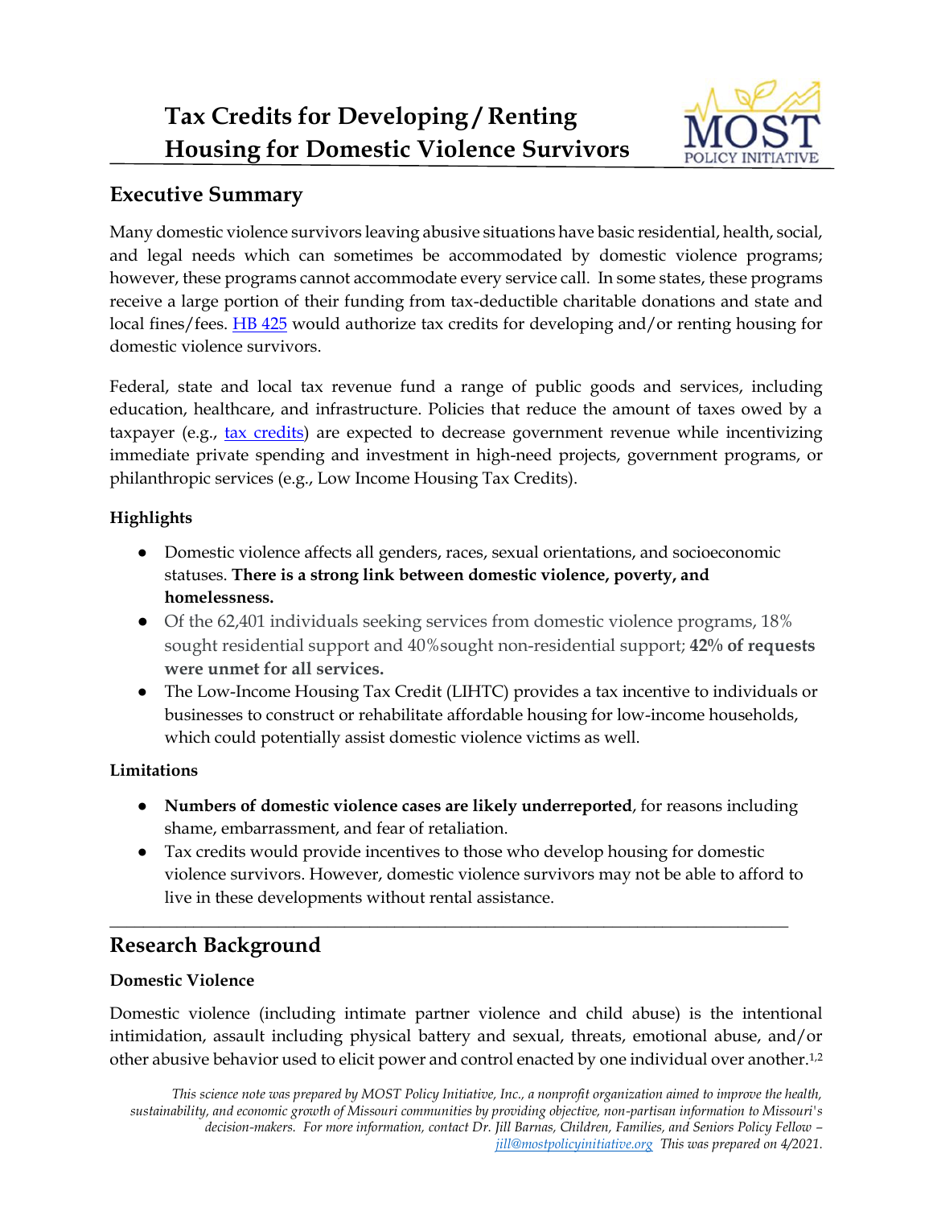# Tax Credits for Developing / Renting Housing for Domestic Violence Survivors

## Executive Summary

Many domestic violence survivors leaving abusive situations have basic residential, health, social, and legal needs which can sometimes be accommodated by domestic violence programs; however, these programs cannot accommodate every service call. In some states, these programs receive a large portion of their funding from tax-deductible charitable donations and state and local fines/fees. [HB 425](#) would authorize tax credits for developing and/or renting housing for domestic violence survivors.

Federal, state and local tax revenue fund a range of public goods and services, including education, healthcare, and infrastructure. Policies that reduce the amount of taxes owed by a taxpayer (e.g., [tax credits](#)) are expected to decrease government revenue while incentivizing immediate private spending and investment in high-need projects, government programs, or philanthropic services (e.g., Low Income Housing Tax Credits).

### Highlights

- Domestic violence affects all genders, races, sexual orientations, and socioeconomic statuses. **There is a strong link between domestic violence, poverty, and homelessness.**
- Of the 62,401 individuals seeking services from domestic violence programs, 18% sought residential support and 40%sought non-residential support; **42% of requests were unmet for all services.**
- The Low-Income Housing Tax Credit (LIHTC) provides a tax incentive to individuals or businesses to construct or rehabilitate affordable housing for low-income households, which could potentially assist domestic violence victims as well.

### Limitations

- **Numbers of domestic violence cases are likely underreported**, for reasons including shame, embarrassment, and fear of retaliation.
- Tax credits would provide incentives to those who develop housing for domestic violence survivors. However, domestic violence survivors may not be able to afford to live in these developments without rental assistance.

## Research Background

### Domestic Violence

Domestic violence (including intimate partner violence and child abuse) is the intentional intimidation, assault including physical battery and sexual, threats, emotional abuse, and/or other abusive behavior used to elicit power and control enacted by one individual over another.[1,2]

*This science note was prepared by MOST Policy Initiative, Inc., a nonprofit organization aimed to improve the health, sustainability, and economic growth of Missouri communities by providing objective, non-partisan information to Missouri's decision-makers. For more information, contact Dr. Jill Barnas, Children, Families, and Seniors Policy Fellow – [jill@mostpolicyinitiative.org](mailto:jill@mostpolicyinitiative.org) This was prepared on 4/2021.*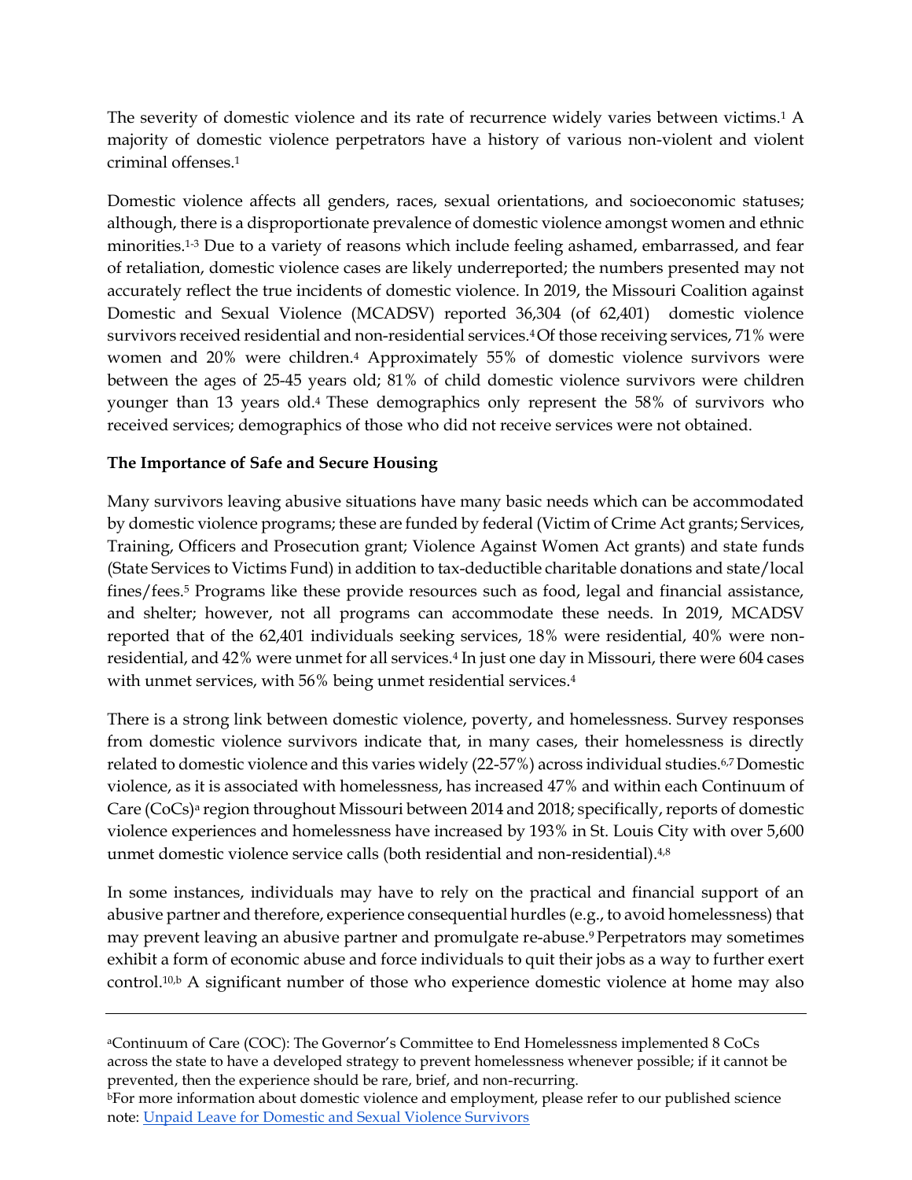The severity of domestic violence and its rate of recurrence widely varies between victims.[1] A majority of domestic violence perpetrators have a history of various non-violent and violent criminal offenses.[1]

Domestic violence affects all genders, races, sexual orientations, and socioeconomic statuses; although, there is a disproportionate prevalence of domestic violence amongst women and ethnic minorities.[1-3] Due to a variety of reasons which include feeling ashamed, embarrassed, and fear of retaliation, domestic violence cases are likely underreported; the numbers presented may not accurately reflect the true incidents of domestic violence. In 2019, the Missouri Coalition against Domestic and Sexual Violence (MCADSV) reported 36,304 (of 62,401) domestic violence survivors received residential and non-residential services.[4] Of those receiving services, 71% were women and 20% were children.[4] Approximately 55% of domestic violence survivors were between the ages of 25-45 years old; 81% of child domestic violence survivors were children younger than 13 years old.[4] These demographics only represent the 58% of survivors who received services; demographics of those who did not receive services were not obtained.

**The Importance of Safe and Secure Housing**

Many survivors leaving abusive situations have many basic needs which can be accommodated by domestic violence programs; these are funded by federal (Victim of Crime Act grants; Services, Training, Officers and Prosecution grant; Violence Against Women Act grants) and state funds (State Services to Victims Fund) in addition to tax-deductible charitable donations and state/local fines/fees.[5] Programs like these provide resources such as food, legal and financial assistance, and shelter; however, not all programs can accommodate these needs. In 2019, MCADSV reported that of the 62,401 individuals seeking services, 18% were residential, 40% were non-residential, and 42% were unmet for all services.[4] In just one day in Missouri, there were 604 cases with unmet services, with 56% being unmet residential services.[4]

There is a strong link between domestic violence, poverty, and homelessness. Survey responses from domestic violence survivors indicate that, in many cases, their homelessness is directly related to domestic violence and this varies widely (22-57%) across individual studies.[6,7] Domestic violence, as it is associated with homelessness, has increased 47% and within each Continuum of Care (CoCs)[a] region throughout Missouri between 2014 and 2018; specifically, reports of domestic violence experiences and homelessness have increased by 193% in St. Louis City with over 5,600 unmet domestic violence service calls (both residential and non-residential).[4,8]

In some instances, individuals may have to rely on the practical and financial support of an abusive partner and therefore, experience consequential hurdles (e.g., to avoid homelessness) that may prevent leaving an abusive partner and promulgate re-abuse.[9] Perpetrators may sometimes exhibit a form of economic abuse and force individuals to quit their jobs as a way to further exert control.[10,b] A significant number of those who experience domestic violence at home may also

---

[a]Continuum of Care (COC): The Governor's Committee to End Homelessness implemented 8 CoCs across the state to have a developed strategy to prevent homelessness whenever possible; if it cannot be prevented, then the experience should be rare, brief, and non-recurring.

[b]For more information about domestic violence and employment, please refer to our published science note: Unpaid Leave for Domestic and Sexual Violence Survivors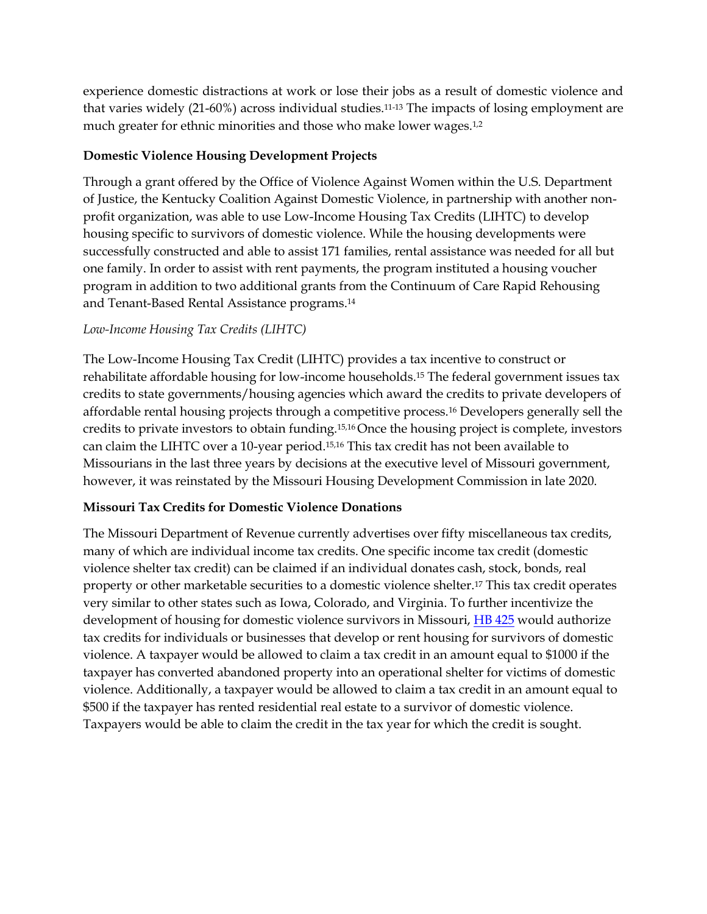experience domestic distractions at work or lose their jobs as a result of domestic violence and that varies widely (21-60%) across individual studies.[11-13] The impacts of losing employment are much greater for ethnic minorities and those who make lower wages.[1,2]

**Domestic Violence Housing Development Projects**

Through a grant offered by the Office of Violence Against Women within the U.S. Department of Justice, the Kentucky Coalition Against Domestic Violence, in partnership with another non-profit organization, was able to use Low-Income Housing Tax Credits (LIHTC) to develop housing specific to survivors of domestic violence. While the housing developments were successfully constructed and able to assist 171 families, rental assistance was needed for all but one family. In order to assist with rent payments, the program instituted a housing voucher program in addition to two additional grants from the Continuum of Care Rapid Rehousing and Tenant-Based Rental Assistance programs.[14]

*Low-Income Housing Tax Credits (LIHTC)*

The Low-Income Housing Tax Credit (LIHTC) provides a tax incentive to construct or rehabilitate affordable housing for low-income households.[15] The federal government issues tax credits to state governments/housing agencies which award the credits to private developers of affordable rental housing projects through a competitive process.[16] Developers generally sell the credits to private investors to obtain funding.[15,16] Once the housing project is complete, investors can claim the LIHTC over a 10-year period.[15,16] This tax credit has not been available to Missourians in the last three years by decisions at the executive level of Missouri government, however, it was reinstated by the Missouri Housing Development Commission in late 2020.

**Missouri Tax Credits for Domestic Violence Donations**

The Missouri Department of Revenue currently advertises over fifty miscellaneous tax credits, many of which are individual income tax credits. One specific income tax credit (domestic violence shelter tax credit) can be claimed if an individual donates cash, stock, bonds, real property or other marketable securities to a domestic violence shelter.[17] This tax credit operates very similar to other states such as Iowa, Colorado, and Virginia. To further incentivize the development of housing for domestic violence survivors in Missouri, HB 425 would authorize tax credits for individuals or businesses that develop or rent housing for survivors of domestic violence. A taxpayer would be allowed to claim a tax credit in an amount equal to $1000 if the taxpayer has converted abandoned property into an operational shelter for victims of domestic violence. Additionally, a taxpayer would be allowed to claim a tax credit in an amount equal to $500 if the taxpayer has rented residential real estate to a survivor of domestic violence. Taxpayers would be able to claim the credit in the tax year for which the credit is sought.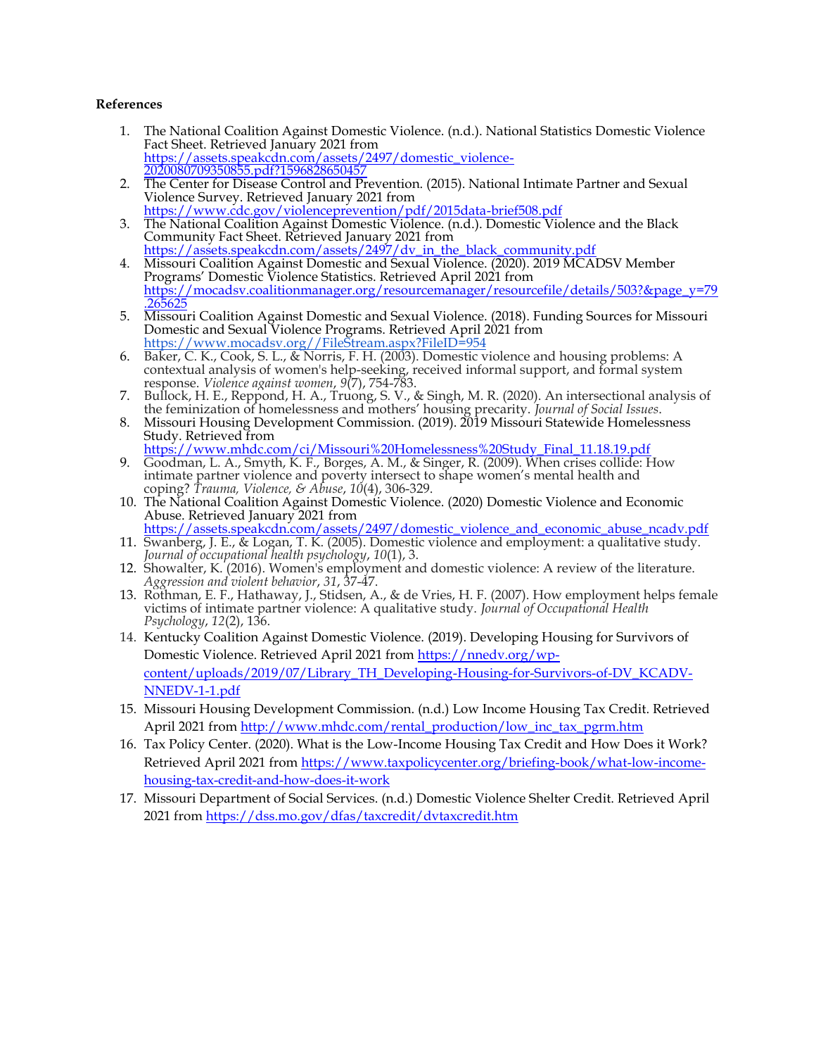**References**

1. The National Coalition Against Domestic Violence. (n.d.). National Statistics Domestic Violence Fact Sheet. Retrieved January 2021 from https://assets.speakcdn.com/assets/2497/domestic_violence-2020080709350855.pdf?1596828650457
2. The Center for Disease Control and Prevention. (2015). National Intimate Partner and Sexual Violence Survey. Retrieved January 2021 from https://www.cdc.gov/violenceprevention/pdf/2015data-brief508.pdf
3. The National Coalition Against Domestic Violence. (n.d.). Domestic Violence and the Black Community Fact Sheet. Retrieved January 2021 from https://assets.speakcdn.com/assets/2497/dv_in_the_black_community.pdf
4. Missouri Coalition Against Domestic and Sexual Violence. (2020). 2019 MCADSV Member Programs' Domestic Violence Statistics. Retrieved April 2021 from https://mocadsv.coalitionmanager.org/resourcemanager/resourcefile/details/503?&page_y=79.265625
5. Missouri Coalition Against Domestic and Sexual Violence. (2018). Funding Sources for Missouri Domestic and Sexual Violence Programs. Retrieved April 2021 from https://www.mocadsv.org//FileStream.aspx?FileID=954
6. Baker, C. K., Cook, S. L., & Norris, F. H. (2003). Domestic violence and housing problems: A contextual analysis of women's help-seeking, received informal support, and formal system response. *Violence against women*, *9*(7), 754-783.
7. Bullock, H. E., Reppond, H. A., Truong, S. V., & Singh, M. R. (2020). An intersectional analysis of the feminization of homelessness and mothers' housing precarity. *Journal of Social Issues*.
8. Missouri Housing Development Commission. (2019). 2019 Missouri Statewide Homelessness Study. Retrieved from https://www.mhdc.com/ci/Missouri%20Homelessness%20Study_Final_11.18.19.pdf
9. Goodman, L. A., Smyth, K. F., Borges, A. M., & Singer, R. (2009). When crises collide: How intimate partner violence and poverty intersect to shape women's mental health and coping? *Trauma, Violence, & Abuse*, *10*(4), 306-329.
10. The National Coalition Against Domestic Violence. (2020) Domestic Violence and Economic Abuse. Retrieved January 2021 from https://assets.speakcdn.com/assets/2497/domestic_violence_and_economic_abuse_ncadv.pdf
11. Swanberg, J. E., & Logan, T. K. (2005). Domestic violence and employment: a qualitative study. *Journal of occupational health psychology*, *10*(1), 3.
12. Showalter, K. (2016). Women's employment and domestic violence: A review of the literature. *Aggression and violent behavior*, *31*, 37-47.
13. Rothman, E. F., Hathaway, J., Stidsen, A., & de Vries, H. F. (2007). How employment helps female victims of intimate partner violence: A qualitative study. *Journal of Occupational Health Psychology*, *12*(2), 136.
14. Kentucky Coalition Against Domestic Violence. (2019). Developing Housing for Survivors of Domestic Violence. Retrieved April 2021 from https://nnedv.org/wp-content/uploads/2019/07/Library_TH_Developing-Housing-for-Survivors-of-DV_KCADV-NNEDV-1-1.pdf
15. Missouri Housing Development Commission. (n.d.) Low Income Housing Tax Credit. Retrieved April 2021 from http://www.mhdc.com/rental_production/low_inc_tax_pgrm.htm
16. Tax Policy Center. (2020). What is the Low-Income Housing Tax Credit and How Does it Work? Retrieved April 2021 from https://www.taxpolicycenter.org/briefing-book/what-low-income-housing-tax-credit-and-how-does-it-work
17. Missouri Department of Social Services. (n.d.) Domestic Violence Shelter Credit. Retrieved April 2021 from https://dss.mo.gov/dfas/taxcredit/dvtaxcredit.htm